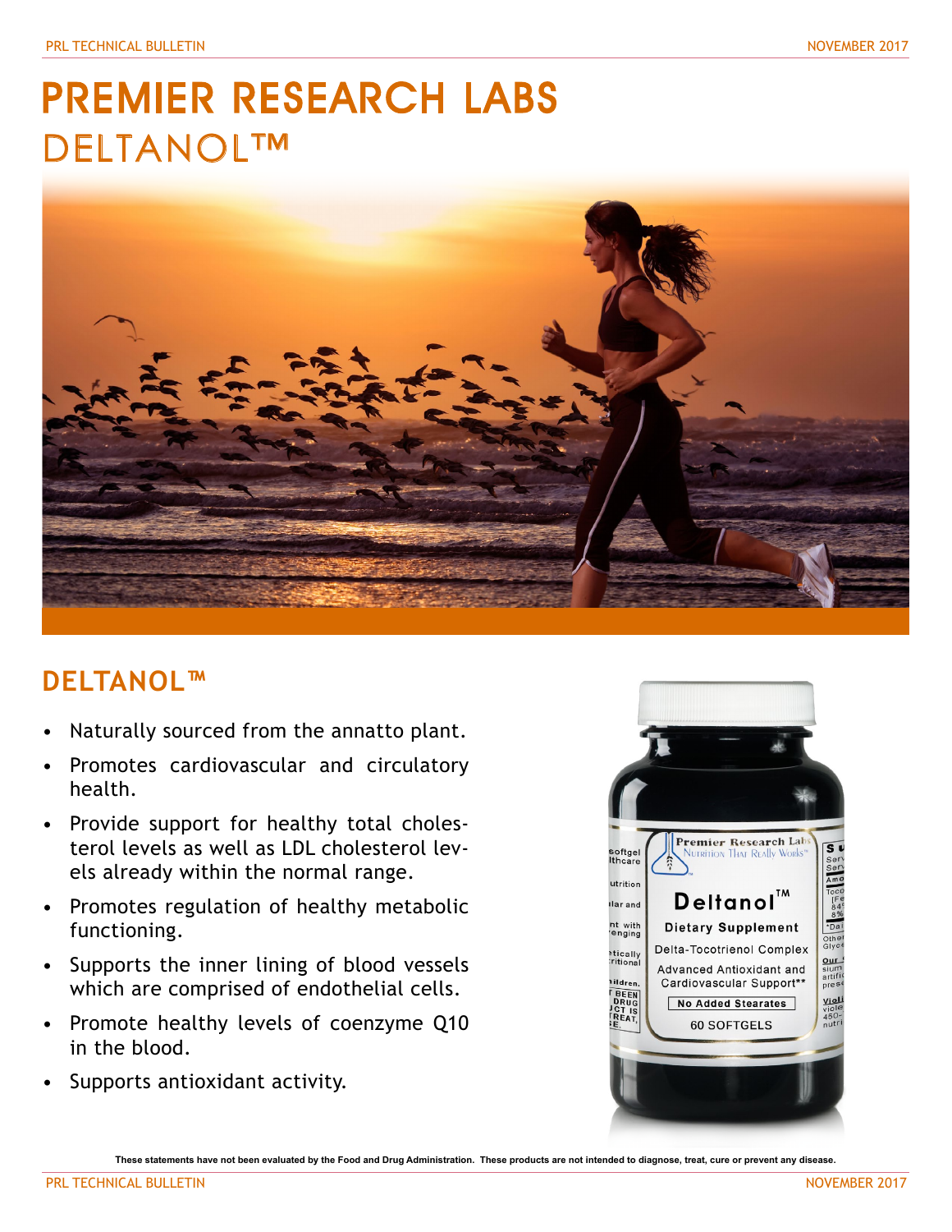# PREMIER RESEARCH LABS

# DELTANOL™

## DELTANOL™

- Naturally sourced from the annatto plant.
- Promotes cardiovascular and circulatory health.
- Provide support for healthy total cholesterol levels as well as LDL cholesterol levels already within the normal range.
- Promotes regulation of healthy metabolic functioning.
- Supports the inner lining of blood vessels which are comprised of endothelial cells.
- Promote healthy levels of coenzyme Q10 in the blood.
- Supports antioxidant activity.

**These statements have not been evaluated by the Food and Drug Administration. These products are not intended to diagnose, treat, cure or prevent any disease.**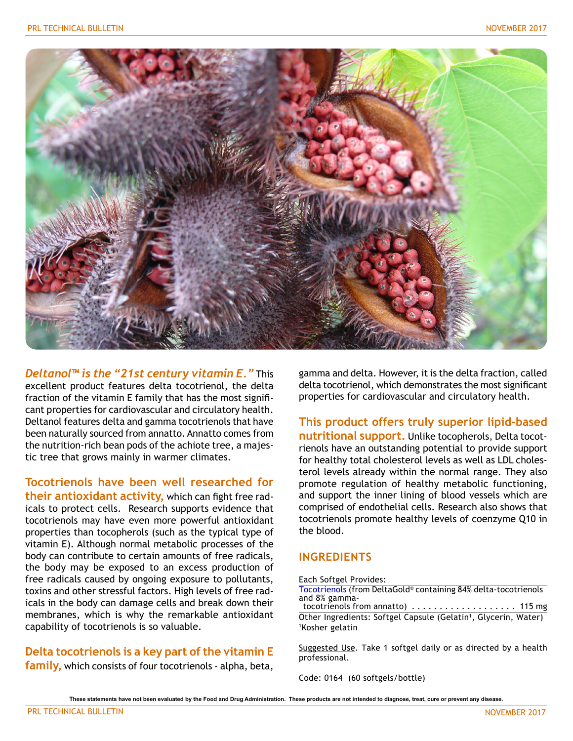***Deltanol™ is the "21st century vitamin E."*** This excellent product features delta tocotrienol, the delta fraction of the vitamin E family that has the most significant properties for cardiovascular and circulatory health. Deltanol features delta and gamma tocotrienols that have been naturally sourced from annatto. Annatto comes from the nutrition-rich bean pods of the achiote tree, a majestic tree that grows mainly in warmer climates.

**Tocotrienols have been well researched for their antioxidant activity,** which can fight free radicals to protect cells. Research supports evidence that tocotrienols may have even more powerful antioxidant properties than tocopherols (such as the typical type of vitamin E). Although normal metabolic processes of the body can contribute to certain amounts of free radicals, the body may be exposed to an excess production of free radicals caused by ongoing exposure to pollutants, toxins and other stressful factors. High levels of free radicals in the body can damage cells and break down their membranes, which is why the remarkable antioxidant capability of tocotrienols is so valuable.

**Delta tocotrienols is a key part of the vitamin E family,** which consists of four tocotrienols - alpha, beta, gamma and delta. However, it is the delta fraction, called delta tocotrienol, which demonstrates the most significant properties for cardiovascular and circulatory health.

**This product offers truly superior lipid-based nutritional support.** Unlike tocopherols, Delta tocotrienols have an outstanding potential to provide support for healthy total cholesterol levels as well as LDL cholesterol levels already within the normal range. They also promote regulation of healthy metabolic functioning, and support the inner lining of blood vessels which are comprised of endothelial cells. Research also shows that tocotrienols promote healthy levels of coenzyme Q10 in the blood.

## INGREDIENTS

Each Softgel Provides:

Tocotrienols (from DeltaGold® containing 84% delta-tocotrienols and 8% gamma-tocotrienols from annatto) .................... 115 mg

Other Ingredients: Softgel Capsule (Gelatin[1], Glycerin, Water)

[1]Kosher gelatin

Suggested Use. Take 1 softgel daily or as directed by a health professional.

Code: 0164 (60 softgels/bottle)

**These statements have not been evaluated by the Food and Drug Administration. These products are not intended to diagnose, treat, cure or prevent any disease.**